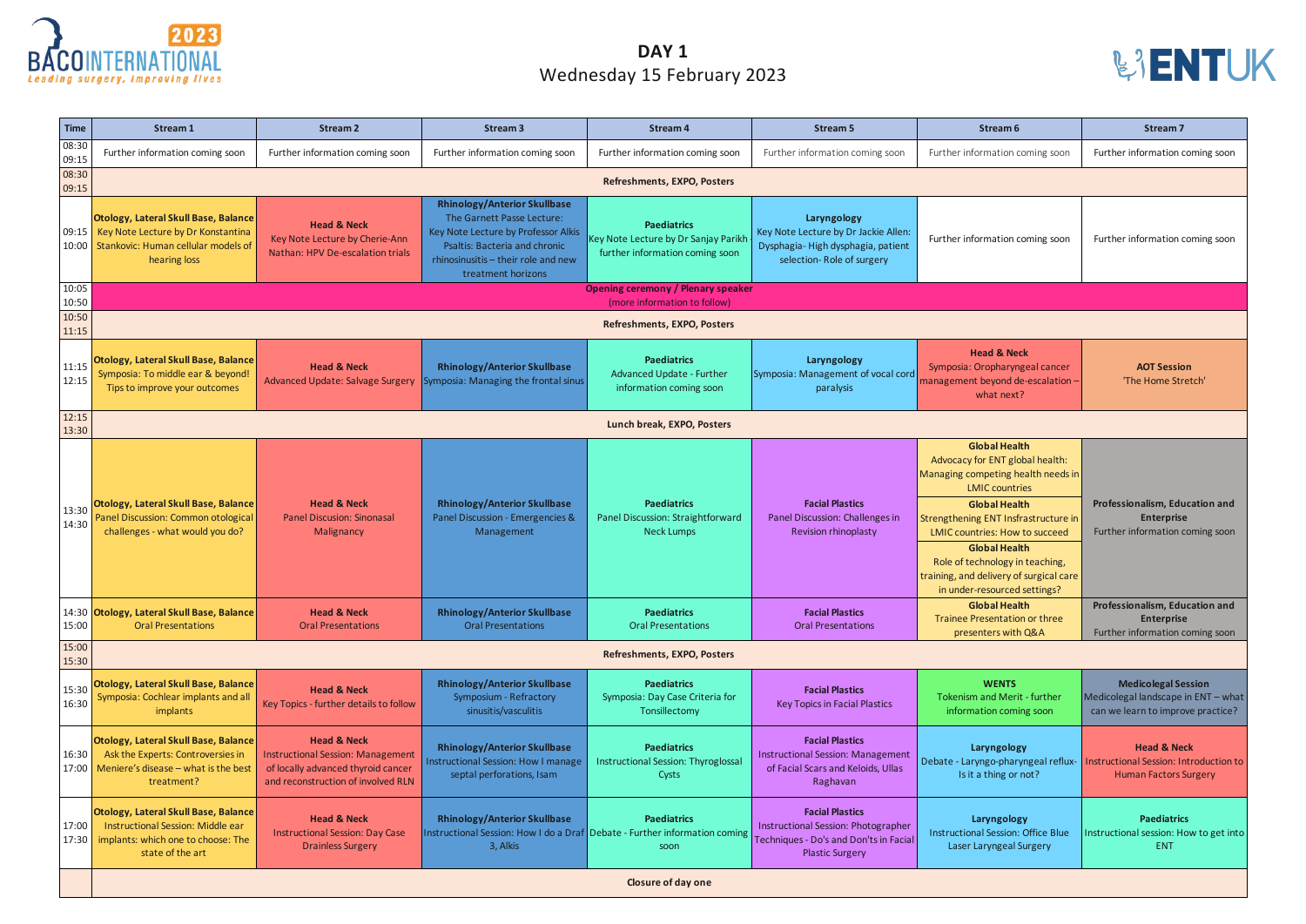BACO INTERNATIONAL 2023 — Leading surgery, improving lives

ENTUK

# DAY 1
## Wednesday 15 February 2023

| Time | Stream 1 | Stream 2 | Stream 3 | Stream 4 | Stream 5 | Stream 6 | Stream 7 |
|---|---|---|---|---|---|---|---|
| 08:30 09:15 | Further information coming soon | Further information coming soon | Further information coming soon | Further information coming soon | Further information coming soon | Further information coming soon | Further information coming soon |
| 08:30 09:15 | **Refreshments, EXPO, Posters** | | | | | | |
| 09:15 10:00 | **Otology, Lateral Skull Base, Balance** Key Note Lecture by Dr Konstantina Stankovic: Human cellular models of hearing loss | **Head & Neck** Key Note Lecture by Cherie-Ann Nathan: HPV De-escalation trials | **Rhinology/Anterior Skullbase** The Garnett Passe Lecture: Key Note Lecture by Professor Alkis Psaltis: Bacteria and chronic rhinosinusitis – their role and new treatment horizons | **Paediatrics** Key Note Lecture by Dr Sanjay Parikh further information coming soon | **Laryngology** Key Note Lecture by Dr Jackie Allen: Dysphagia- High dysphagia, patient selection- Role of surgery | Further information coming soon | Further information coming soon |
| 10:05 10:50 | **Opening ceremony / Plenary speaker** (more information to follow) | | | | | | |
| 10:50 11:15 | **Refreshments, EXPO, Posters** | | | | | | |
| 11:15 12:15 | **Otology, Lateral Skull Base, Balance** Symposia: To middle ear & beyond! Tips to improve your outcomes | **Head & Neck** Advanced Update: Salvage Surgery | **Rhinology/Anterior Skullbase** Symposia: Managing the frontal sinus | **Paediatrics** Advanced Update - Further information coming soon | **Laryngology** Symposia: Management of vocal cord paralysis | **Head & Neck** Symposia: Oropharyngeal cancer management beyond de-escalation – what next? | **AOT Session** 'The Home Stretch' |
| 12:15 13:30 | **Lunch break, EXPO, Posters** | | | | | | |
| 13:30 14:30 | **Otology, Lateral Skull Base, Balance** Panel Discussion: Common otological challenges - what would you do? | **Head & Neck** Panel Discusion: Sinonasal Malignancy | **Rhinology/Anterior Skullbase** Panel Discussion - Emergencies & Management | **Paediatrics** Panel Discussion: Straightforward Neck Lumps | **Facial Plastics** Panel Discussion: Challenges in Revision rhinoplasty | **Global Health** Advocacy for ENT global health: Managing competing health needs in LMIC countries; **Global Health** Strengthening ENT Insfrastructure in LMIC countries: How to succeed; **Global Health** Role of technology in teaching, training, and delivery of surgical care in under-resourced settings? | **Professionalism, Education and Enterprise** Further information coming soon |
| 14:30 15:00 | **Otology, Lateral Skull Base, Balance** Oral Presentations | **Head & Neck** Oral Presentations | **Rhinology/Anterior Skullbase** Oral Presentations | **Paediatrics** Oral Presentations | **Facial Plastics** Oral Presentations | **Global Health** Trainee Presentation or three presenters with Q&A | **Professionalism, Education and Enterprise** Further information coming soon |
| 15:00 15:30 | **Refreshments, EXPO, Posters** | | | | | | |
| 15:30 16:30 | **Otology, Lateral Skull Base, Balance** Symposia: Cochlear implants and all implants | **Head & Neck** Key Topics - further details to follow | **Rhinology/Anterior Skullbase** Symposium - Refractory sinusitis/vasculitis | **Paediatrics** Symposia: Day Case Criteria for Tonsillectomy | **Facial Plastics** Key Topics in Facial Plastics | **WENTS** Tokenism and Merit - further information coming soon | **Medicolegal Session** Medicolegal landscape in ENT – what can we learn to improve practice? |
| 16:30 17:00 | **Otology, Lateral Skull Base, Balance** Ask the Experts: Controversies in Meniere's disease – what is the best treatment? | **Head & Neck** Instructional Session: Management of locally advanced thyroid cancer and reconstruction of involved RLN | **Rhinology/Anterior Skullbase** Instructional Session: How I manage septal perforations, Isam | **Paediatrics** Instructional Session: Thyroglossal Cysts | **Facial Plastics** Instructional Session: Management of Facial Scars and Keloids, Ullas Raghavan | **Laryngology** Debate - Laryngo-pharyngeal reflux- Is it a thing or not? | **Head & Neck** Instructional Session: Introduction to Human Factors Surgery |
| 17:00 17:30 | **Otology, Lateral Skull Base, Balance** Instructional Session: Middle ear implants: which one to choose: The state of the art | **Head & Neck** Instructional Session: Day Case Drainless Surgery | **Rhinology/Anterior Skullbase** Instructional Session: How I do a Draf 3, Alkis | **Paediatrics** Debate - Further information coming soon | **Facial Plastics** Instructional Session: Photographer Techniques - Do's and Don'ts in Facial Plastic Surgery | **Laryngology** Instructional Session: Office Blue Laser Laryngeal Surgery | **Paediatrics** Instructional session: How to get into ENT |
| | **Closure of day one** | | | | | | |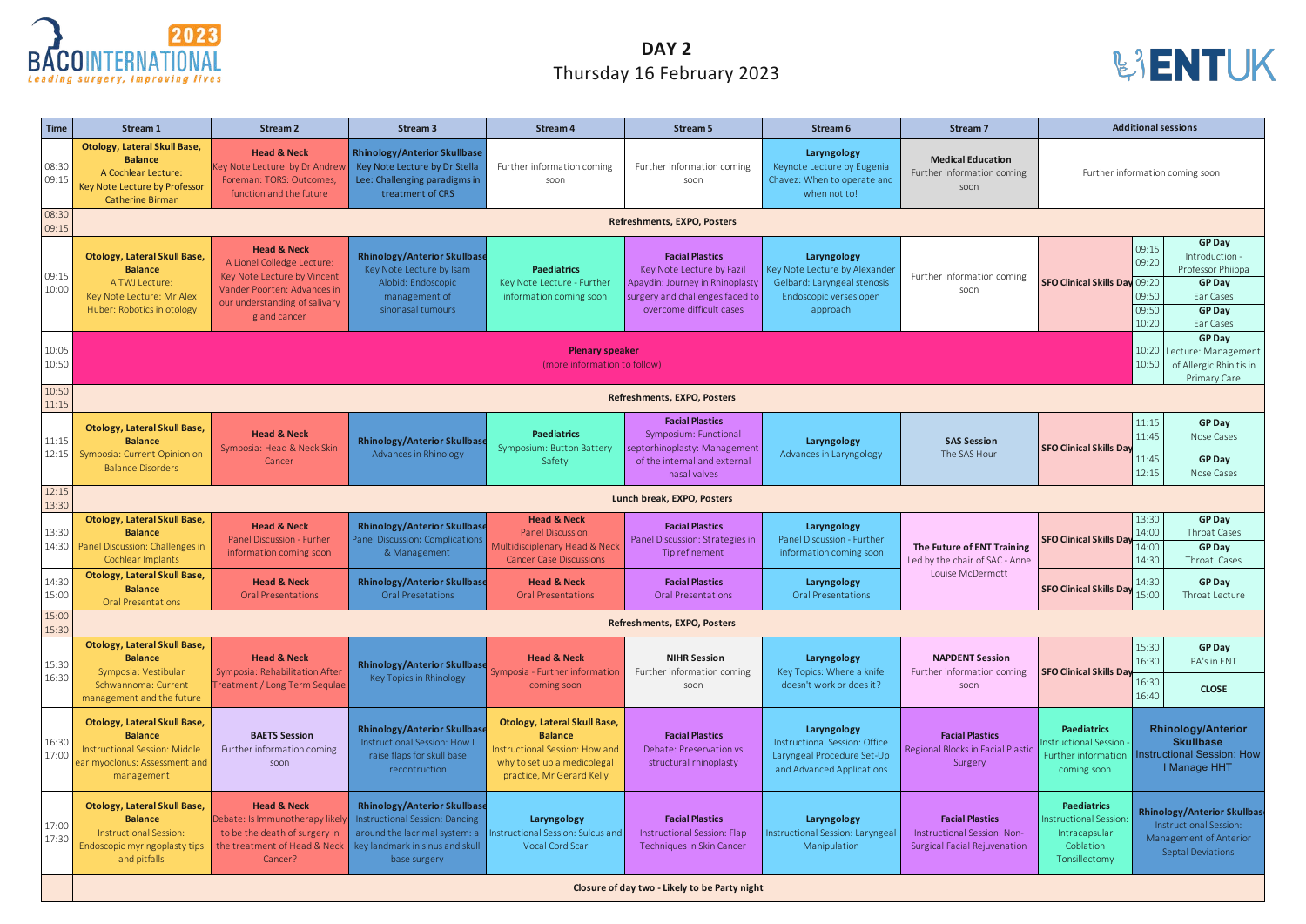# DAY 2

Thursday 16 February 2023

| Time | Stream 1 | Stream 2 | Stream 3 | Stream 4 | Stream 5 | Stream 6 | Stream 7 | Additional sessions | | |
|---|---|---|---|---|---|---|---|---|---|---|
| 08:30 09:15 | **Otology, Lateral Skull Base, Balance** A Cochlear Lecture: Key Note Lecture by Professor Catherine Birman | **Head & Neck** Key Note Lecture by Dr Andrew Foreman: TORS: Outcomes, function and the future | **Rhinology/Anterior Skullbase** Key Note Lecture by Dr Stella Lee: Challenging paradigms in treatment of CRS | Further information coming soon | Further information coming soon | **Laryngology** Keynote Lecture by Eugenia Chavez: When to operate and when not to! | **Medical Education** Further information coming soon | Further information coming soon | | |
| 08:30 09:15 | **Refreshments, EXPO, Posters** | | | | | | | | | |
| 09:15 10:00 | **Otology, Lateral Skull Base, Balance** A TWJ Lecture: Key Note Lecture: Mr Alex Huber: Robotics in otology | **Head & Neck** A Lionel Colledge Lecture: Key Note Lecture by Vincent Vander Poorten: Advances in our understanding of salivary gland cancer | **Rhinology/Anterior Skullbase** Key Note Lecture by Isam Alobid: Endoscopic management of sinonasal tumours | **Paediatrics** Key Note Lecture - Further information coming soon | **Facial Plastics** Key Note Lecture by Fazil Apaydin: Journey in Rhinoplasty surgery and challenges faced to overcome difficult cases | **Laryngology** Key Note Lecture by Alexander Gelbard: Laryngeal stenosis Endoscopic verses open approach | Further information coming soon | **SFO Clinical Skills Day** | 09:15 09:20 | **GP Day** Introduction - Professor Phiippa |
| | | | | | | | | | 09:20 09:50 | **GP Day** Ear Cases |
| | | | | | | | | | 09:50 10:20 | **GP Day** Ear Cases |
| 10:05 10:50 | **Plenary speaker** (more information to follow) | | | | | | | | 10:20 10:50 | **GP Day** Lecture: Management of Allergic Rhinitis in Primary Care |
| 10:50 11:15 | **Refreshments, EXPO, Posters** | | | | | | | | | |
| 11:15 12:15 | **Otology, Lateral Skull Base, Balance** Symposia: Current Opinion on Balance Disorders | **Head & Neck** Symposia: Head & Neck Skin Cancer | **Rhinology/Anterior Skullbase** Advances in Rhinology | **Paediatrics** Symposium: Button Battery Safety | **Facial Plastics** Symposium: Functional septorhinoplasty: Management of the internal and external nasal valves | **Laryngology** Advances in Laryngology | **SAS Session** The SAS Hour | **SFO Clinical Skills Day** | 11:15 11:45 | **GP Day** Nose Cases |
| | | | | | | | | | 11:45 12:15 | **GP Day** Nose Cases |
| 12:15 13:30 | **Lunch break, EXPO, Posters** | | | | | | | | | |
| 13:30 14:30 | **Otology, Lateral Skull Base, Balance** Panel Discussion: Challenges in Cochlear Implants | **Head & Neck** Panel Discussion - Furher information coming soon | **Rhinology/Anterior Skullbase** Panel Discussion: Complications & Management | **Head & Neck** Panel Discussion: Multidisciplinary Head & Neck Cancer Case Discussions | **Facial Plastics** Panel Discussion: Strategies in Tip refinement | **Laryngology** Panel Discussion - Further information coming soon | **The Future of ENT Training** Led by the chair of SAC - Anne Louise McDermott | **SFO Clinical Skills Day** | 13:30 14:00 | **GP Day** Throat Cases |
| | | | | | | | | | 14:00 14:30 | **GP Day** Throat Cases |
| 14:30 15:00 | **Otology, Lateral Skull Base, Balance** Oral Presentations | **Head & Neck** Oral Presentations | **Rhinology/Anterior Skullbase** Oral Presetations | **Head & Neck** Oral Presentations | **Facial Plastics** Oral Presentations | **Laryngology** Oral Presentations | | **SFO Clinical Skills Day** | 14:30 15:00 | **GP Day** Throat Lecture |
| 15:00 15:30 | **Refreshments, EXPO, Posters** | | | | | | | | | |
| 15:30 16:30 | **Otology, Lateral Skull Base, Balance** Symposia: Vestibular Schwannoma: Current management and the future | **Head & Neck** Symposia: Rehabilitation After Treatment / Long Term Sequlae | **Rhinology/Anterior Skullbase** Key Topics in Rhinology | **Head & Neck** Symposia - Further information coming soon | **NIHR Session** Further information coming soon | **Laryngology** Key Topics: Where a knife doesn't work or does it? | **NAPDENT Session** Further information coming soon | **SFO Clinical Skills Day** | 15:30 16:30 | **GP Day** PA's in ENT |
| | | | | | | | | | 16:30 16:40 | **CLOSE** |
| 16:30 17:00 | **Otology, Lateral Skull Base, Balance** Instructional Session: Middle ear myoclonus: Assessment and management | **BAETS Session** Further information coming soon | **Rhinology/Anterior Skullbase** Instructional Session: How I raise flaps for skull base recontruction | **Otology, Lateral Skull Base, Balance** Instructional Session: How and why to set up a medicolegal practice, Mr Gerard Kelly | **Facial Plastics** Debate: Preservation vs structural rhinoplasty | **Laryngology** Instructional Session: Office Laryngeal Procedure Set-Up and Advanced Applications | **Facial Plastics** Regional Blocks in Facial Plastic Surgery | **Paediatrics** Instructional Session - Further information coming soon | **Rhinology/Anterior Skullbase** Instructional Session: How I Manage HHT | |
| 17:00 17:30 | **Otology, Lateral Skull Base, Balance** Instructional Session: Endoscopic myringoplasty tips and pitfalls | **Head & Neck** Debate: Is Immunotherapy likely to be the death of surgery in the treatment of Head & Neck Cancer? | **Rhinology/Anterior Skullbase** Instructional Session: Dancing around the lacrimal system: a key landmark in sinus and skull base surgery | **Laryngology** Instructional Session: Sulcus and Vocal Cord Scar | **Facial Plastics** Instructional Session: Flap Techniques in Skin Cancer | **Laryngology** Instructional Session: Laryngeal Manipulation | **Facial Plastics** Instructional Session: Non-Surgical Facial Rejuvenation | **Paediatrics** Instructional Session: Intracapsular Coblation Tonsillectomy | **Rhinology/Anterior Skullbase** Instructional Session: Management of Anterior Septal Deviations | |
| | **Closure of day two - Likely to be Party night** | | | | | | | | | |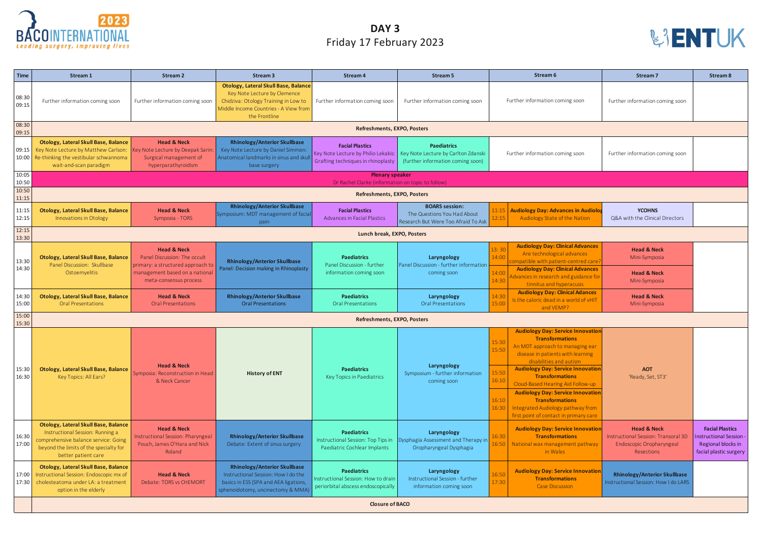BACO INTERNATIONAL 2023 — Leading surgery, improving lives

ENTUK

# DAY 3
## Friday 17 February 2023

| Time | Stream 1 | Stream 2 | Stream 3 | Stream 4 | Stream 5 | Stream 6 | | Stream 7 | Stream 8 |
|---|---|---|---|---|---|---|---|---|---|
| 08:30 09:15 | Further information coming soon | Further information coming soon | **Otology, Lateral Skull Base, Balance** Key Note Lecture by Clemence Chidziva: Otology Training in Low to Middle Income Countries - A View from the Frontline | Further information coming soon | Further information coming soon | Further information coming soon | | Further information coming soon | |
| 08:30 09:15 | **Refreshments, EXPO, Posters** | | | | | | | | |
| 09:15 10:00 | **Otology, Lateral Skull Base, Balance** Key Note Lecture by Matthew Carlson: Re-thinking the vestibular schwannoma wait-and-scan paradigm | **Head & Neck** Key Note Lecture by Deepak Sarin: Surgical management of hyperparathyroidism | **Rhinology/Anterior Skullbase** Key Note Lecture by Daniel Simmen: Anatomical landmarks in sinus and skull base surgery | **Facial Plastics** Key Note Lecture by Philio Lekakis: Grafting techniques in rhinoplasty | **Paediatrics** Key Note Lecture by Carlton Zdanski (further information coming soon) | Further information coming soon | | Further information coming soon | |
| 10:05 10:50 | **Plenary speaker** Dr Rachel Clarke (information on topic to follow) | | | | | | | | |
| 10:50 11:15 | **Refreshments, EXPO, Posters** | | | | | | | | |
| 11:15 12:15 | **Otology, Lateral Skull Base, Balance** Innovations in Otology | **Head & Neck** Symposia - TORS | **Rhinology/Anterior Skullbase** Symposium: MDT management of facial pain | **Facial Plastics** Advances in Facial Plastics | **BOARS session:** The Questions You Had About Research But Were Too Afraid To Ask | 11:15 12:15 | **Audiology Day: Advances in Audiolog** Audiology State of the Nation | **YCOHNS** Q&A with the Clinical Directors | |
| 12:15 13:30 | **Lunch break, EXPO, Posters** | | | | | | | | |
| 13:30 14:30 | **Otology, Lateral Skull Base, Balance** Panel Discussion: Skullbase Osteomyelitis | **Head & Neck** Panel Discussion: The occult primary: a structured approach to management based on a national meta-consensus process | **Rhinology/Anterior Skullbase** Panel: Decision making in Rhinoplasty | **Paediatrics** Panel Discussion - further information coming soon | **Laryngology** Panel Discussion - further information coming soon | 13:30 14:00 | **Audiology Day: Clinical Advances** Are technological advances compatible with patient-centred care? | **Head & Neck** Mini-Symposia | |
| | | | | | | 14:00 14:30 | **Audiology Day: Clinical Advances** Advances in research and guidance for tinnitus and hyperacusis | **Head & Neck** Mini-Symposia | |
| 14:30 15:00 | **Otology, Lateral Skull Base, Balance** Oral Presentations | **Head & Neck** Oral Presentations | **Rhinology/Anterior Skullbase** Oral Presentations | **Paediatrics** Oral Presentations | **Laryngology** Oral Presentations | 14:30 15:00 | **Audiology Day: Clinical Adances** Is the caloric dead in a world of vHIT and VEMP? | **Head & Neck** Mini-Symposia | |
| 15:00 15:30 | **Refreshments, EXPO, Posters** | | | | | | | | |
| 15:30 16:30 | **Otology, Lateral Skull Base, Balance** Key Topics: All Ears? | **Head & Neck** Symposia: Reconstruction in Head & Neck Cancer | **History of ENT** | **Paediatrics** Key Topics in Paediatrics | **Laryngology** Symposium - further information coming soon | 15:30 15:50 | **Audiology Day: Service Innovation Transformations** An MDT approach to managing ear disease in patients with learning disabilities and autism | **AOT** 'Ready, Set, ST3' | |
| | | | | | | 15:50 16:10 | **Audiology Day: Service Innovation Transformations** Cloud-Based Hearing Aid Follow-up | | |
| | | | | | | 16:10 16:30 | **Audiology Day: Service Innovation Transformations** Integrated Audiology pathway from first point of contact in primary care | | |
| 16:30 17:00 | **Otology, Lateral Skull Base, Balance** Instructional Session: Running a comprehensive balance service: Going beyond the limits of the specialty for better patient care | **Head & Neck** Instructional Session: Pharyngeal Pouch, James O'Hara and Nick Roland | **Rhinology/Anterior Skullbase** Debate: Extent of sinus surgery | **Paediatrics** Instructional Session: Top Tips in Paediatric Cochlear Implants | **Laryngology** Dysphagia Assessment and Therapy in Oropharyngeal Dysphagia | 16:30 16:50 | **Audiology Day: Service Innovation Transformations** National wax management pathway in Wales | **Head & Neck** Instructional Session: Transoral 3D Endoscopic Oropharyngeal Resections | **Facial Plastics** Instructional Session - Regional blocks in facial plastic surgery |
| 17:00 17:30 | **Otology, Lateral Skull Base, Balance** Instructional Session: Endoscopic mx of cholesteatoma under LA: a treatment option in the elderly | **Head & Neck** Debate: TORS vs CHEMORT | **Rhinology/Anterior Skullbase** Instructional Session: How I do the basics in ESS (SPA and AEA ligations, sphenoidotomy, uncinectomy & MMA) | **Paediatrics** Instructional Session: How to drain periorbital abscess endoscopically | **Laryngology** Instructional Session - further information coming soon | 16:50 17:30 | **Audiology Day: Service Innovation Transformations** Case Discussion | **Rhinology/Anterior Skullbase** Instructional Session: How I do LARS | |
| | **Closure of BACO** | | | | | | | | |